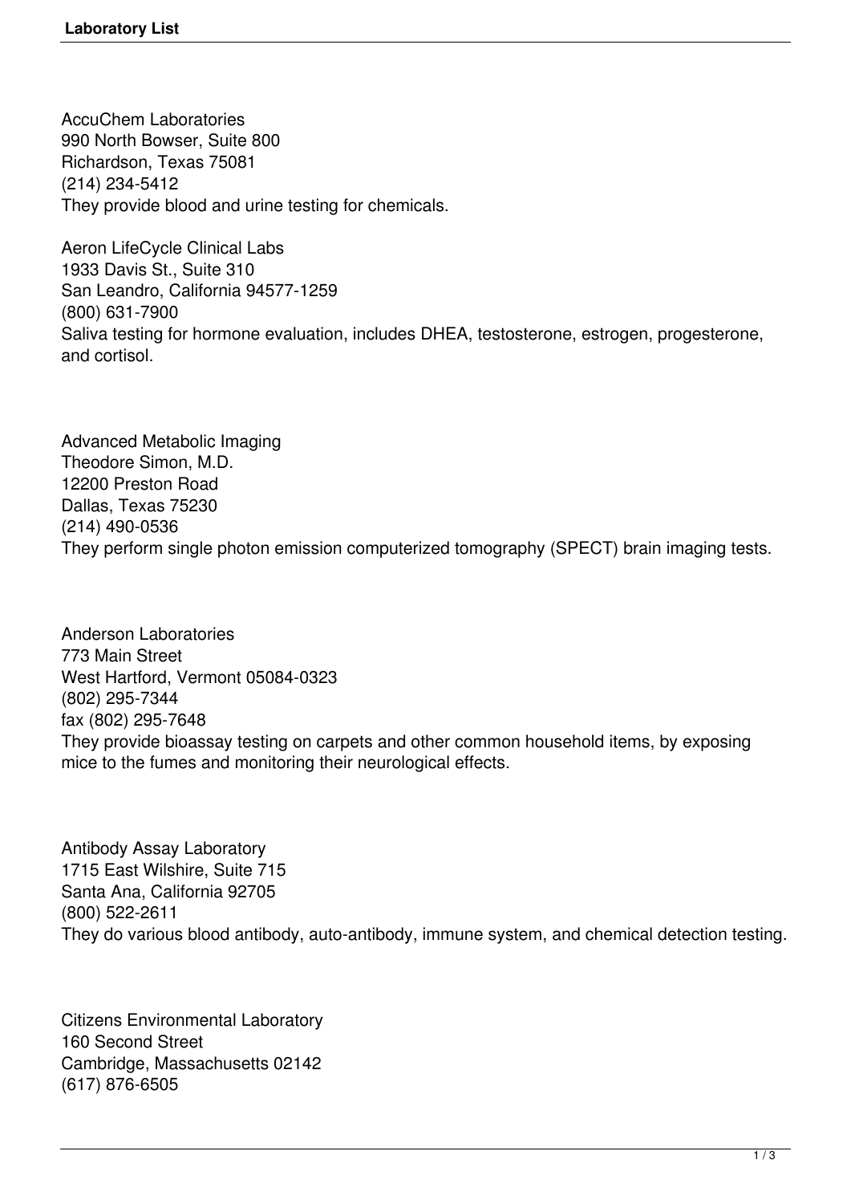AccuChem Laboratories
990 North Bowser, Suite 800
Richardson, Texas 75081
(214) 234-5412
They provide blood and urine testing for chemicals.

Aeron LifeCycle Clinical Labs
1933 Davis St., Suite 310
San Leandro, California 94577-1259
(800) 631-7900
Saliva testing for hormone evaluation, includes DHEA, testosterone, estrogen, progesterone, and cortisol.

Advanced Metabolic Imaging
Theodore Simon, M.D.
12200 Preston Road
Dallas, Texas 75230
(214) 490-0536
They perform single photon emission computerized tomography (SPECT) brain imaging tests.

Anderson Laboratories
773 Main Street
West Hartford, Vermont 05084-0323
(802) 295-7344
fax (802) 295-7648
They provide bioassay testing on carpets and other common household items, by exposing mice to the fumes and monitoring their neurological effects.

Antibody Assay Laboratory
1715 East Wilshire, Suite 715
Santa Ana, California 92705
(800) 522-2611
They do various blood antibody, auto-antibody, immune system, and chemical detection testing.

Citizens Environmental Laboratory
160 Second Street
Cambridge, Massachusetts 02142
(617) 876-6505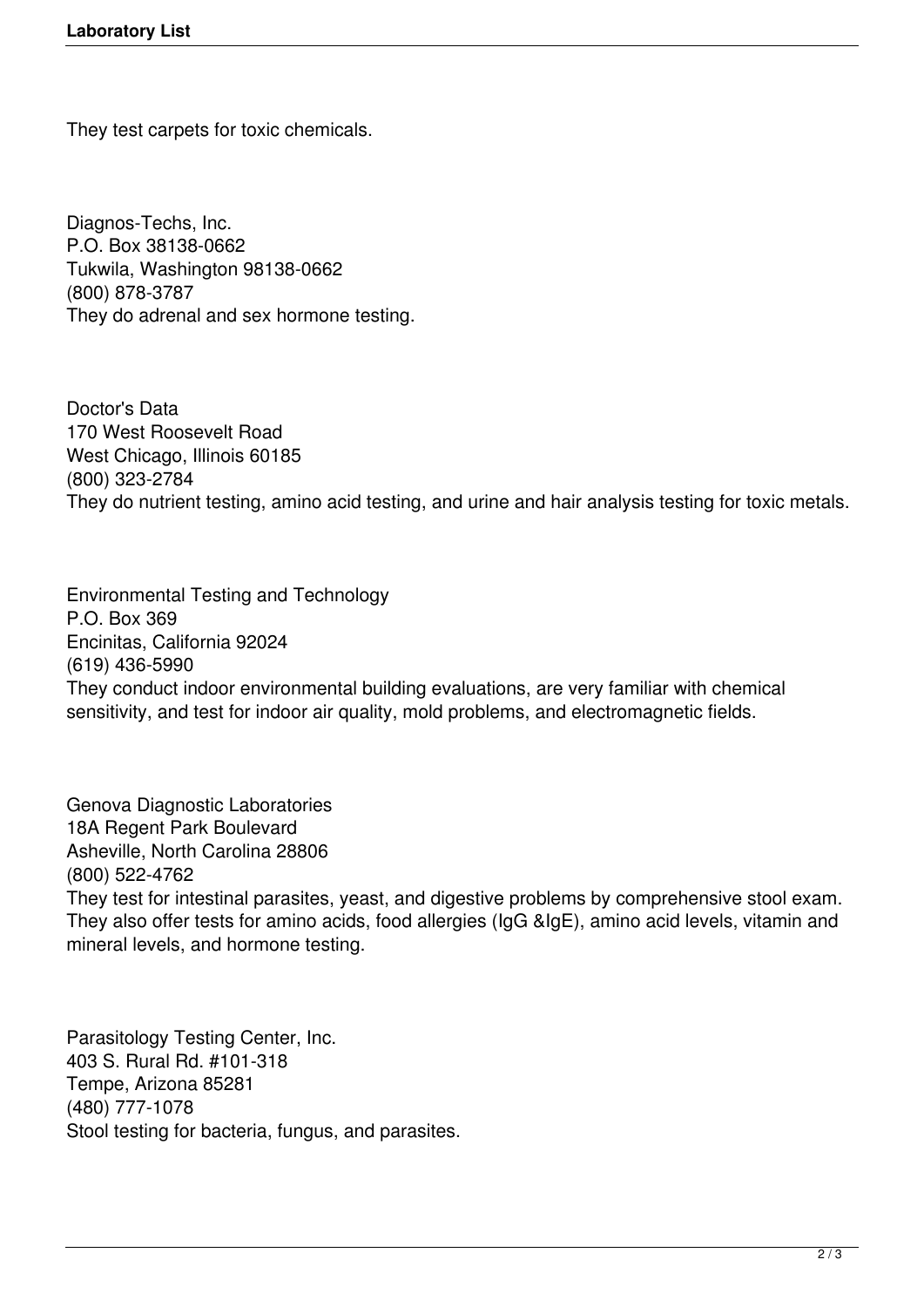They test carpets for toxic chemicals.

Diagnos-Techs, Inc.
P.O. Box 38138-0662
Tukwila, Washington 98138-0662
(800) 878-3787
They do adrenal and sex hormone testing.

Doctor's Data
170 West Roosevelt Road
West Chicago, Illinois 60185
(800) 323-2784
They do nutrient testing, amino acid testing, and urine and hair analysis testing for toxic metals.

Environmental Testing and Technology
P.O. Box 369
Encinitas, California 92024
(619) 436-5990
They conduct indoor environmental building evaluations, are very familiar with chemical sensitivity, and test for indoor air quality, mold problems, and electromagnetic fields.

Genova Diagnostic Laboratories
18A Regent Park Boulevard
Asheville, North Carolina 28806
(800) 522-4762
They test for intestinal parasites, yeast, and digestive problems by comprehensive stool exam. They also offer tests for amino acids, food allergies (IgG &IgE), amino acid levels, vitamin and mineral levels, and hormone testing.

Parasitology Testing Center, Inc.
403 S. Rural Rd. #101-318
Tempe, Arizona 85281
(480) 777-1078
Stool testing for bacteria, fungus, and parasites.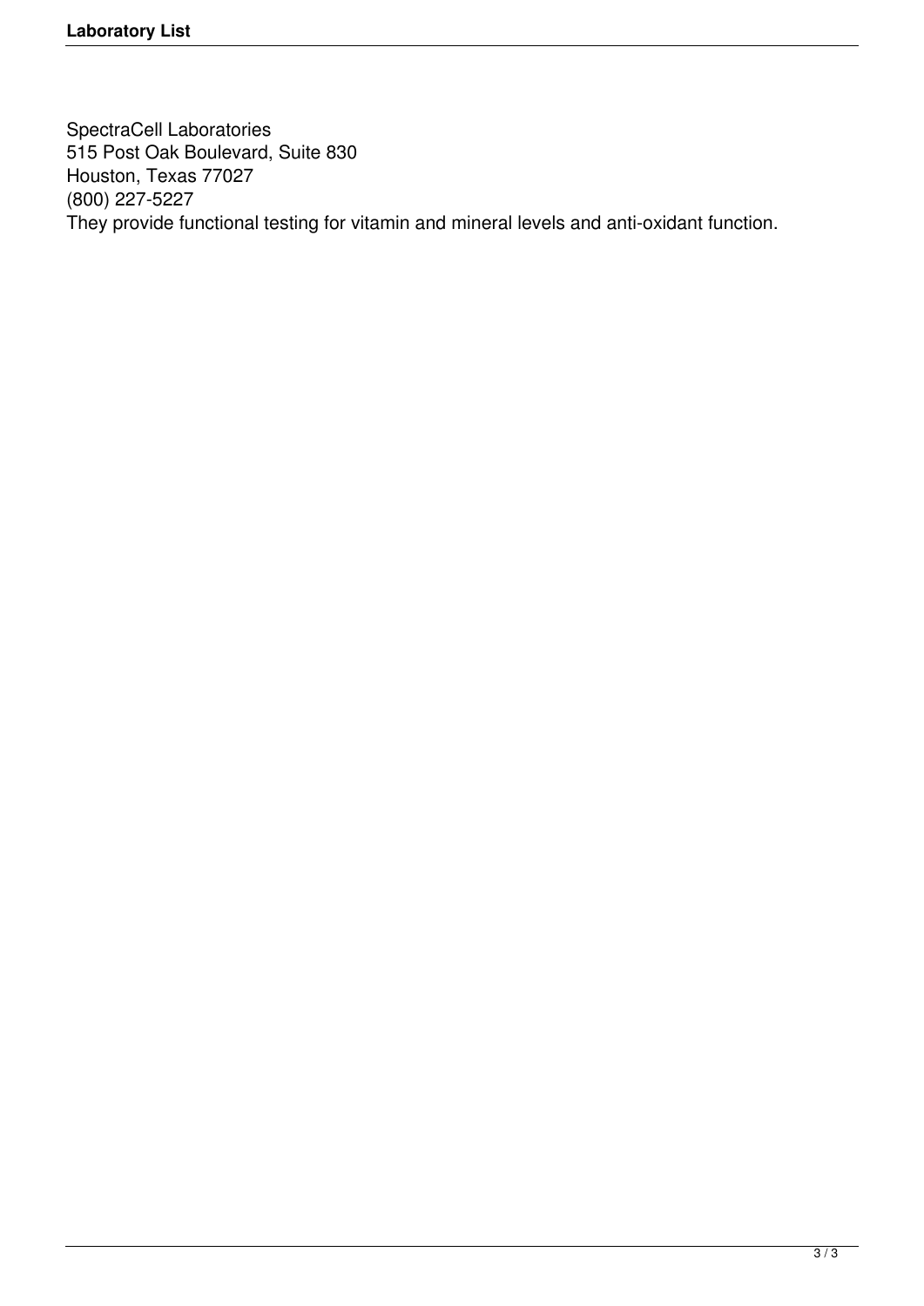SpectraCell Laboratories
515 Post Oak Boulevard, Suite 830
Houston, Texas 77027
(800) 227-5227
They provide functional testing for vitamin and mineral levels and anti-oxidant function.